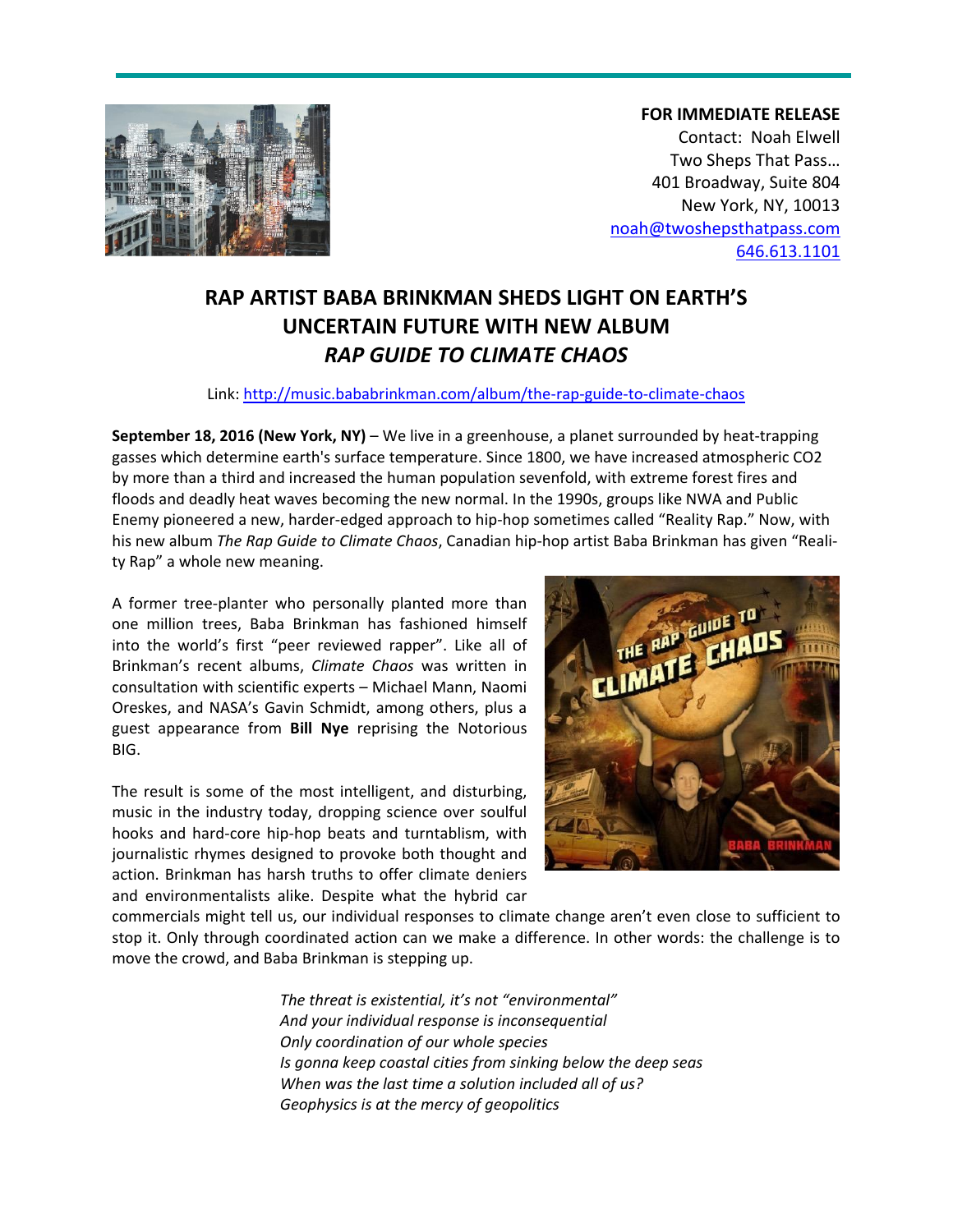**FOR IMMEDIATE RELEASE**
Contact: Noah Elwell
Two Sheps That Pass…
401 Broadway, Suite 804
New York, NY, 10013
noah@twoshepsthatpass.com
646.613.1101

# RAP ARTIST BABA BRINKMAN SHEDS LIGHT ON EARTH'S UNCERTAIN FUTURE WITH NEW ALBUM *RAP GUIDE TO CLIMATE CHAOS*

Link: http://music.bababrinkman.com/album/the-rap-guide-to-climate-chaos

**September 18, 2016 (New York, NY)** – We live in a greenhouse, a planet surrounded by heat-trapping gasses which determine earth's surface temperature. Since 1800, we have increased atmospheric CO2 by more than a third and increased the human population sevenfold, with extreme forest fires and floods and deadly heat waves becoming the new normal. In the 1990s, groups like NWA and Public Enemy pioneered a new, harder-edged approach to hip-hop sometimes called "Reality Rap." Now, with his new album *The Rap Guide to Climate Chaos*, Canadian hip-hop artist Baba Brinkman has given "Reality Rap" a whole new meaning.

A former tree-planter who personally planted more than one million trees, Baba Brinkman has fashioned himself into the world's first "peer reviewed rapper". Like all of Brinkman's recent albums, *Climate Chaos* was written in consultation with scientific experts – Michael Mann, Naomi Oreskes, and NASA's Gavin Schmidt, among others, plus a guest appearance from **Bill Nye** reprising the Notorious BIG.

The result is some of the most intelligent, and disturbing, music in the industry today, dropping science over soulful hooks and hard-core hip-hop beats and turntablism, with journalistic rhymes designed to provoke both thought and action. Brinkman has harsh truths to offer climate deniers and environmentalists alike. Despite what the hybrid car commercials might tell us, our individual responses to climate change aren't even close to sufficient to stop it. Only through coordinated action can we make a difference. In other words: the challenge is to move the crowd, and Baba Brinkman is stepping up.

*The threat is existential, it's not "environmental"*
*And your individual response is inconsequential*
*Only coordination of our whole species*
*Is gonna keep coastal cities from sinking below the deep seas*
*When was the last time a solution included all of us?*
*Geophysics is at the mercy of geopolitics*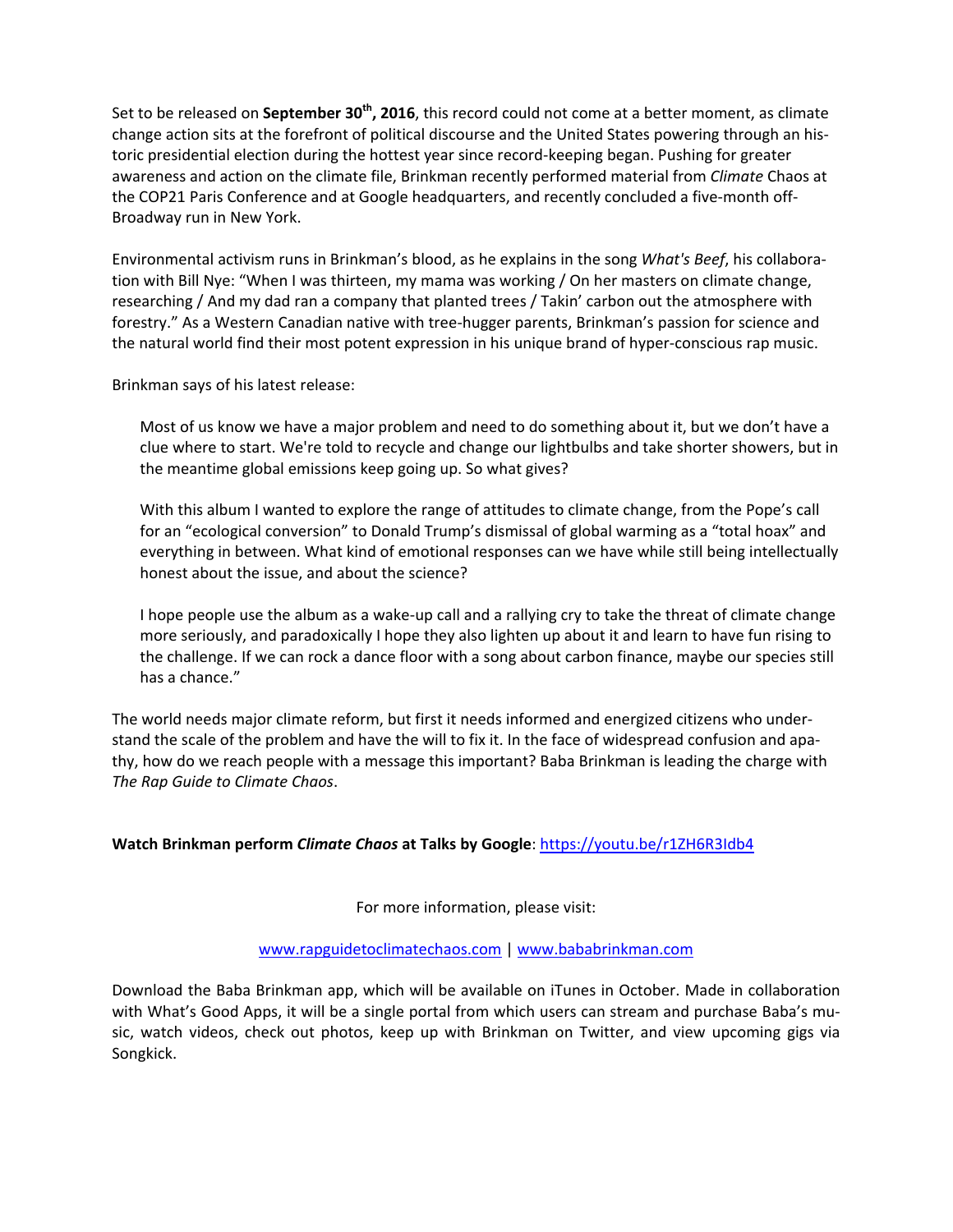Set to be released on **September 30th, 2016**, this record could not come at a better moment, as climate change action sits at the forefront of political discourse and the United States powering through an historic presidential election during the hottest year since record-keeping began. Pushing for greater awareness and action on the climate file, Brinkman recently performed material from *Climate* Chaos at the COP21 Paris Conference and at Google headquarters, and recently concluded a five-month off-Broadway run in New York.

Environmental activism runs in Brinkman's blood, as he explains in the song *What's Beef*, his collaboration with Bill Nye: "When I was thirteen, my mama was working / On her masters on climate change, researching / And my dad ran a company that planted trees / Takin' carbon out the atmosphere with forestry." As a Western Canadian native with tree-hugger parents, Brinkman's passion for science and the natural world find their most potent expression in his unique brand of hyper-conscious rap music.

Brinkman says of his latest release:

> Most of us know we have a major problem and need to do something about it, but we don't have a clue where to start. We're told to recycle and change our lightbulbs and take shorter showers, but in the meantime global emissions keep going up. So what gives?
>
> With this album I wanted to explore the range of attitudes to climate change, from the Pope's call for an "ecological conversion" to Donald Trump's dismissal of global warming as a "total hoax" and everything in between. What kind of emotional responses can we have while still being intellectually honest about the issue, and about the science?
>
> I hope people use the album as a wake-up call and a rallying cry to take the threat of climate change more seriously, and paradoxically I hope they also lighten up about it and learn to have fun rising to the challenge. If we can rock a dance floor with a song about carbon finance, maybe our species still has a chance."

The world needs major climate reform, but first it needs informed and energized citizens who understand the scale of the problem and have the will to fix it. In the face of widespread confusion and apathy, how do we reach people with a message this important? Baba Brinkman is leading the charge with *The Rap Guide to Climate Chaos*.

**Watch Brinkman perform *Climate Chaos* at Talks by Google**: https://youtu.be/r1ZH6R3Idb4

For more information, please visit:

www.rapguidetoclimatechaos.com | www.bababrinkman.com

Download the Baba Brinkman app, which will be available on iTunes in October. Made in collaboration with What's Good Apps, it will be a single portal from which users can stream and purchase Baba's music, watch videos, check out photos, keep up with Brinkman on Twitter, and view upcoming gigs via Songkick.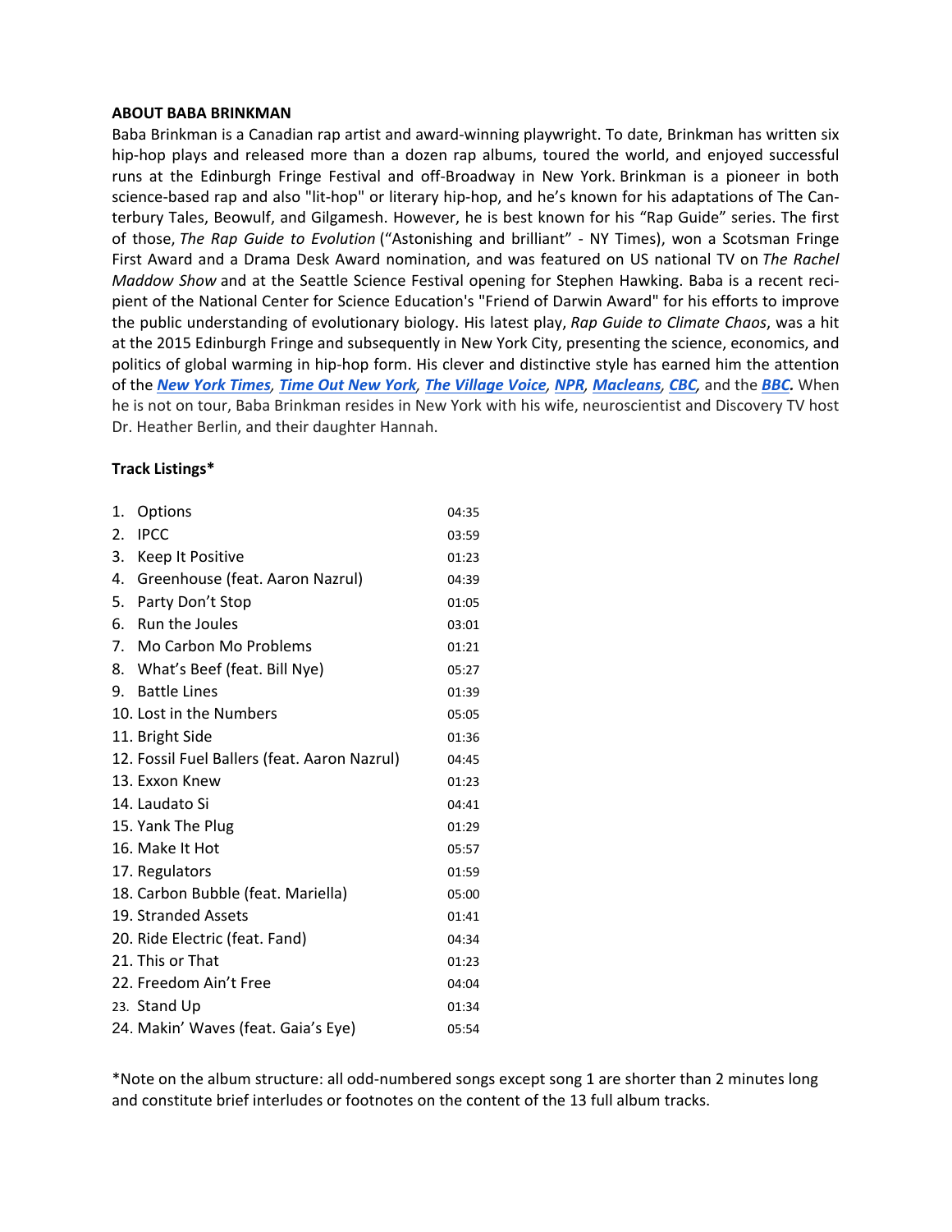**ABOUT BABA BRINKMAN**

Baba Brinkman is a Canadian rap artist and award-winning playwright. To date, Brinkman has written six hip-hop plays and released more than a dozen rap albums, toured the world, and enjoyed successful runs at the Edinburgh Fringe Festival and off-Broadway in New York. Brinkman is a pioneer in both science-based rap and also "lit-hop" or literary hip-hop, and he's known for his adaptations of The Canterbury Tales, Beowulf, and Gilgamesh. However, he is best known for his "Rap Guide" series. The first of those, *The Rap Guide to Evolution* ("Astonishing and brilliant" - NY Times), won a Scotsman Fringe First Award and a Drama Desk Award nomination, and was featured on US national TV on *The Rachel Maddow Show* and at the Seattle Science Festival opening for Stephen Hawking. Baba is a recent recipient of the National Center for Science Education's "Friend of Darwin Award" for his efforts to improve the public understanding of evolutionary biology. His latest play, *Rap Guide to Climate Chaos*, was a hit at the 2015 Edinburgh Fringe and subsequently in New York City, presenting the science, economics, and politics of global warming in hip-hop form. His clever and distinctive style has earned him the attention of the ***New York Times***, ***Time Out New York***, ***The Village Voice***, ***NPR***, ***Macleans***, ***CBC***, and the ***BBC***. When he is not on tour, Baba Brinkman resides in New York with his wife, neuroscientist and Discovery TV host Dr. Heather Berlin, and their daughter Hannah.

**Track Listings***

| | |
|---|---|
| 1. Options | 04:35 |
| 2. IPCC | 03:59 |
| 3. Keep It Positive | 01:23 |
| 4. Greenhouse (feat. Aaron Nazrul) | 04:39 |
| 5. Party Don't Stop | 01:05 |
| 6. Run the Joules | 03:01 |
| 7. Mo Carbon Mo Problems | 01:21 |
| 8. What's Beef (feat. Bill Nye) | 05:27 |
| 9. Battle Lines | 01:39 |
| 10. Lost in the Numbers | 05:05 |
| 11. Bright Side | 01:36 |
| 12. Fossil Fuel Ballers (feat. Aaron Nazrul) | 04:45 |
| 13. Exxon Knew | 01:23 |
| 14. Laudato Si | 04:41 |
| 15. Yank The Plug | 01:29 |
| 16. Make It Hot | 05:57 |
| 17. Regulators | 01:59 |
| 18. Carbon Bubble (feat. Mariella) | 05:00 |
| 19. Stranded Assets | 01:41 |
| 20. Ride Electric (feat. Fand) | 04:34 |
| 21. This or That | 01:23 |
| 22. Freedom Ain't Free | 04:04 |
| 23. Stand Up | 01:34 |
| 24. Makin' Waves (feat. Gaia's Eye) | 05:54 |

*Note on the album structure: all odd-numbered songs except song 1 are shorter than 2 minutes long and constitute brief interludes or footnotes on the content of the 13 full album tracks.